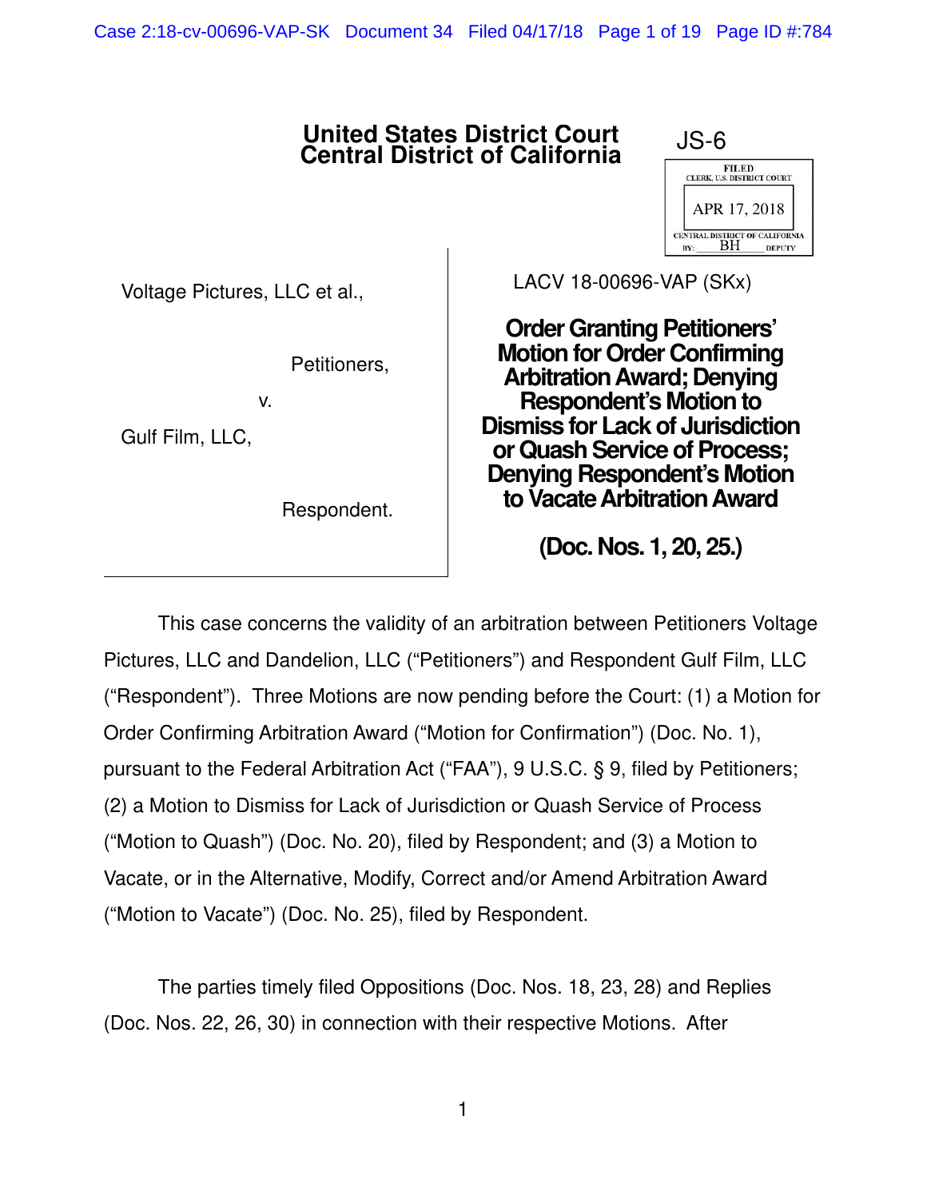# United States District Court
# Central District of California

JS-6

FILED
CLERK, U.S. DISTRICT COURT
APR 17, 2018
CENTRAL DISTRICT OF CALIFORNIA
BY: BH DEPUTY

| | |
|---|---|
| Voltage Pictures, LLC et al.,<br><br>Petitioners,<br><br>v.<br><br>Gulf Film, LLC,<br><br>Respondent. | LACV 18-00696-VAP (SKx)<br><br>**Order Granting Petitioners' Motion for Order Confirming Arbitration Award; Denying Respondent's Motion to Dismiss for Lack of Jurisdiction or Quash Service of Process; Denying Respondent's Motion to Vacate Arbitration Award**<br><br>**(Doc. Nos. 1, 20, 25.)** |

This case concerns the validity of an arbitration between Petitioners Voltage Pictures, LLC and Dandelion, LLC ("Petitioners") and Respondent Gulf Film, LLC ("Respondent"). Three Motions are now pending before the Court: (1) a Motion for Order Confirming Arbitration Award ("Motion for Confirmation") (Doc. No. 1), pursuant to the Federal Arbitration Act ("FAA"), 9 U.S.C. § 9, filed by Petitioners; (2) a Motion to Dismiss for Lack of Jurisdiction or Quash Service of Process ("Motion to Quash") (Doc. No. 20), filed by Respondent; and (3) a Motion to Vacate, or in the Alternative, Modify, Correct and/or Amend Arbitration Award ("Motion to Vacate") (Doc. No. 25), filed by Respondent.

The parties timely filed Oppositions (Doc. Nos. 18, 23, 28) and Replies (Doc. Nos. 22, 26, 30) in connection with their respective Motions. After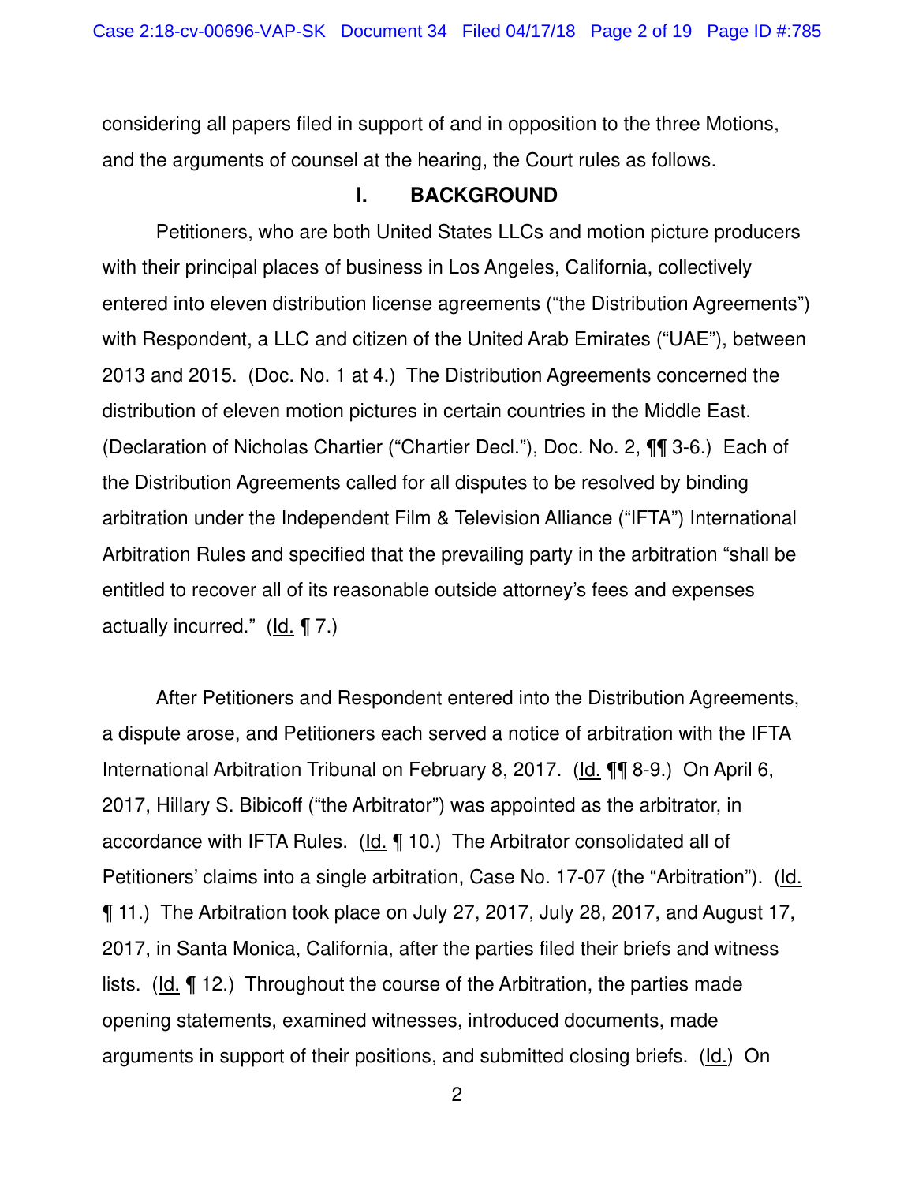considering all papers filed in support of and in opposition to the three Motions, and the arguments of counsel at the hearing, the Court rules as follows.

## I. BACKGROUND

Petitioners, who are both United States LLCs and motion picture producers with their principal places of business in Los Angeles, California, collectively entered into eleven distribution license agreements ("the Distribution Agreements") with Respondent, a LLC and citizen of the United Arab Emirates ("UAE"), between 2013 and 2015. (Doc. No. 1 at 4.) The Distribution Agreements concerned the distribution of eleven motion pictures in certain countries in the Middle East. (Declaration of Nicholas Chartier ("Chartier Decl."), Doc. No. 2, ¶¶ 3-6.) Each of the Distribution Agreements called for all disputes to be resolved by binding arbitration under the Independent Film & Television Alliance ("IFTA") International Arbitration Rules and specified that the prevailing party in the arbitration "shall be entitled to recover all of its reasonable outside attorney's fees and expenses actually incurred." (Id. ¶ 7.)

After Petitioners and Respondent entered into the Distribution Agreements, a dispute arose, and Petitioners each served a notice of arbitration with the IFTA International Arbitration Tribunal on February 8, 2017. (Id. ¶¶ 8-9.) On April 6, 2017, Hillary S. Bibicoff ("the Arbitrator") was appointed as the arbitrator, in accordance with IFTA Rules. (Id. ¶ 10.) The Arbitrator consolidated all of Petitioners' claims into a single arbitration, Case No. 17-07 (the "Arbitration"). (Id. ¶ 11.) The Arbitration took place on July 27, 2017, July 28, 2017, and August 17, 2017, in Santa Monica, California, after the parties filed their briefs and witness lists. (Id. ¶ 12.) Throughout the course of the Arbitration, the parties made opening statements, examined witnesses, introduced documents, made arguments in support of their positions, and submitted closing briefs. (Id.) On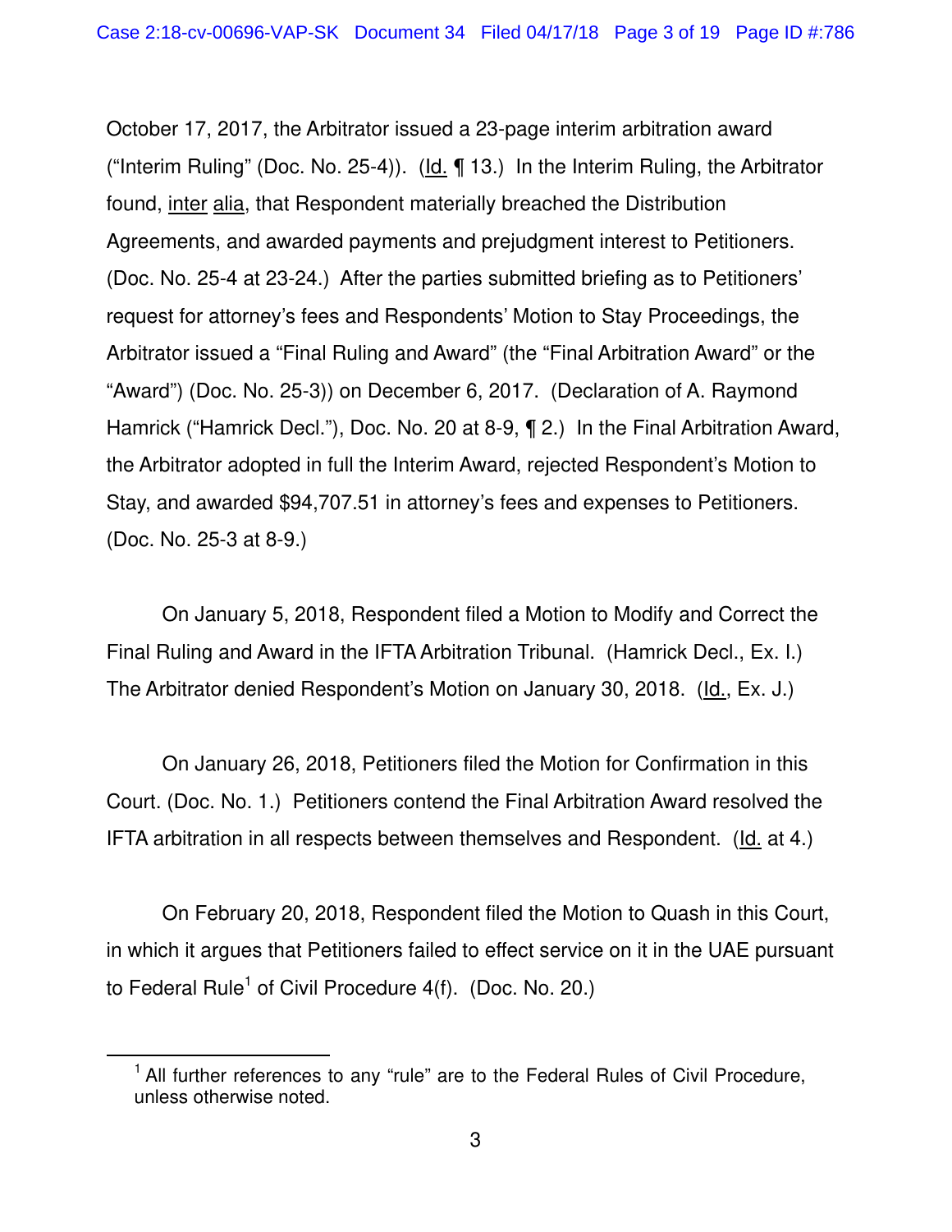October 17, 2017, the Arbitrator issued a 23-page interim arbitration award ("Interim Ruling" (Doc. No. 25-4)). (Id. ¶ 13.) In the Interim Ruling, the Arbitrator found, inter alia, that Respondent materially breached the Distribution Agreements, and awarded payments and prejudgment interest to Petitioners. (Doc. No. 25-4 at 23-24.) After the parties submitted briefing as to Petitioners' request for attorney's fees and Respondents' Motion to Stay Proceedings, the Arbitrator issued a "Final Ruling and Award" (the "Final Arbitration Award" or the "Award") (Doc. No. 25-3)) on December 6, 2017. (Declaration of A. Raymond Hamrick ("Hamrick Decl."), Doc. No. 20 at 8-9, ¶ 2.) In the Final Arbitration Award, the Arbitrator adopted in full the Interim Award, rejected Respondent's Motion to Stay, and awarded $94,707.51 in attorney's fees and expenses to Petitioners. (Doc. No. 25-3 at 8-9.)

On January 5, 2018, Respondent filed a Motion to Modify and Correct the Final Ruling and Award in the IFTA Arbitration Tribunal. (Hamrick Decl., Ex. I.) The Arbitrator denied Respondent's Motion on January 30, 2018. (Id., Ex. J.)

On January 26, 2018, Petitioners filed the Motion for Confirmation in this Court. (Doc. No. 1.) Petitioners contend the Final Arbitration Award resolved the IFTA arbitration in all respects between themselves and Respondent. (Id. at 4.)

On February 20, 2018, Respondent filed the Motion to Quash in this Court, in which it argues that Petitioners failed to effect service on it in the UAE pursuant to Federal Rule[1] of Civil Procedure 4(f). (Doc. No. 20.)

[1] All further references to any "rule" are to the Federal Rules of Civil Procedure, unless otherwise noted.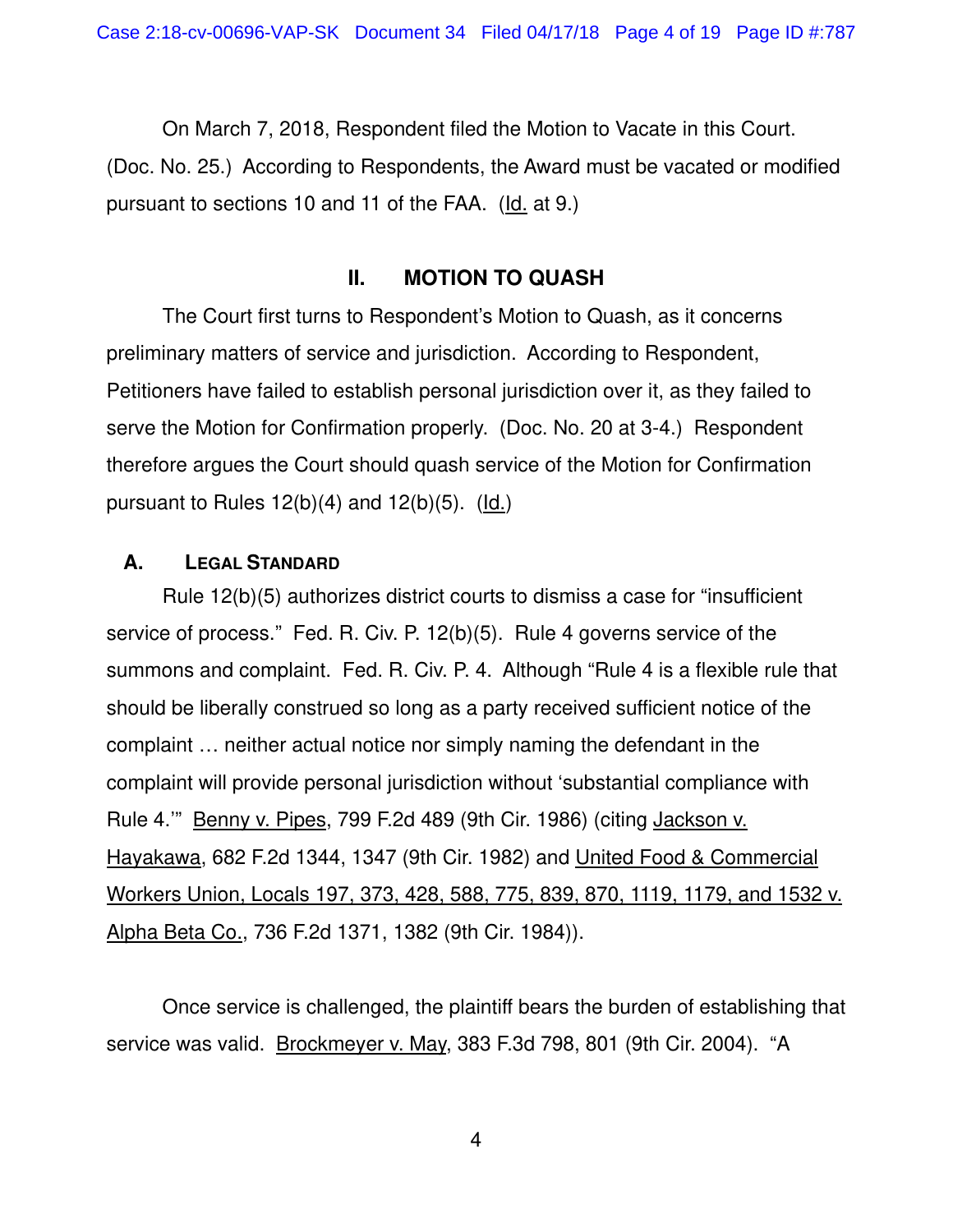On March 7, 2018, Respondent filed the Motion to Vacate in this Court. (Doc. No. 25.) According to Respondents, the Award must be vacated or modified pursuant to sections 10 and 11 of the FAA. (Id. at 9.)

## II. MOTION TO QUASH

The Court first turns to Respondent's Motion to Quash, as it concerns preliminary matters of service and jurisdiction. According to Respondent, Petitioners have failed to establish personal jurisdiction over it, as they failed to serve the Motion for Confirmation properly. (Doc. No. 20 at 3-4.) Respondent therefore argues the Court should quash service of the Motion for Confirmation pursuant to Rules 12(b)(4) and 12(b)(5). (Id.)

### A. LEGAL STANDARD

Rule 12(b)(5) authorizes district courts to dismiss a case for "insufficient service of process." Fed. R. Civ. P. 12(b)(5). Rule 4 governs service of the summons and complaint. Fed. R. Civ. P. 4. Although "Rule 4 is a flexible rule that should be liberally construed so long as a party received sufficient notice of the complaint … neither actual notice nor simply naming the defendant in the complaint will provide personal jurisdiction without 'substantial compliance with Rule 4.'" Benny v. Pipes, 799 F.2d 489 (9th Cir. 1986) (citing Jackson v. Hayakawa, 682 F.2d 1344, 1347 (9th Cir. 1982) and United Food & Commercial Workers Union, Locals 197, 373, 428, 588, 775, 839, 870, 1119, 1179, and 1532 v. Alpha Beta Co., 736 F.2d 1371, 1382 (9th Cir. 1984)).

Once service is challenged, the plaintiff bears the burden of establishing that service was valid. Brockmeyer v. May, 383 F.3d 798, 801 (9th Cir. 2004). "A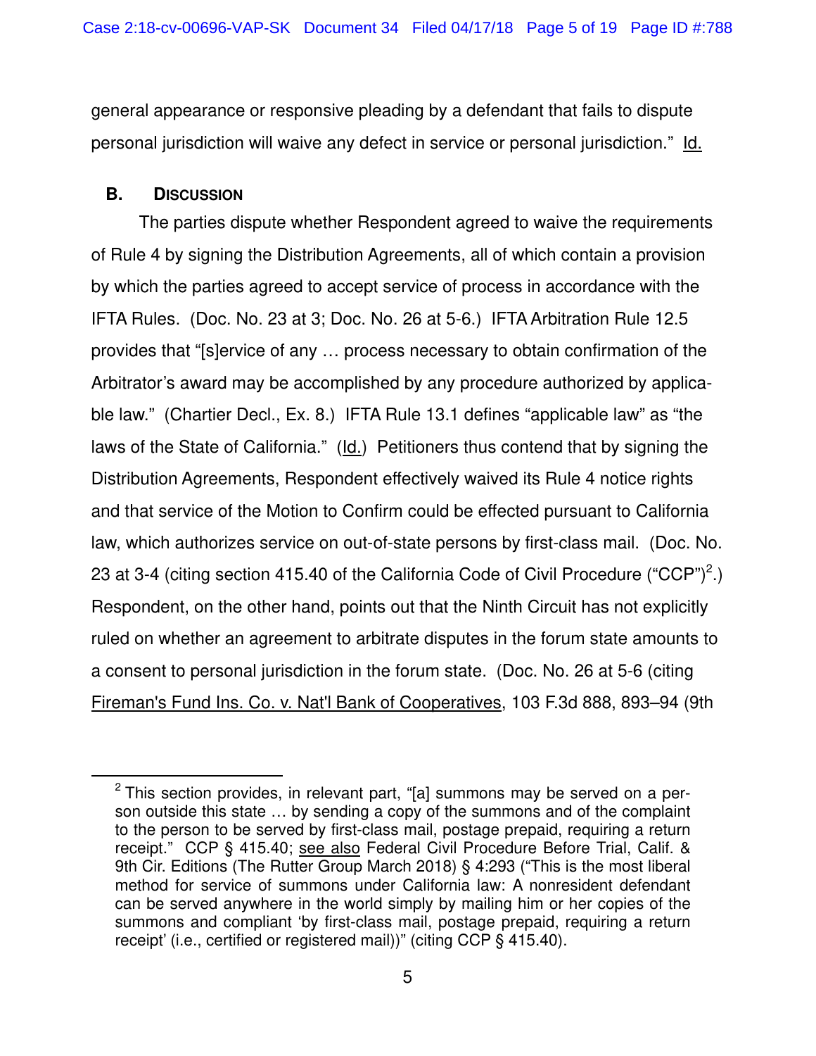general appearance or responsive pleading by a defendant that fails to dispute personal jurisdiction will waive any defect in service or personal jurisdiction." Id.

### B. Discussion

The parties dispute whether Respondent agreed to waive the requirements of Rule 4 by signing the Distribution Agreements, all of which contain a provision by which the parties agreed to accept service of process in accordance with the IFTA Rules. (Doc. No. 23 at 3; Doc. No. 26 at 5-6.) IFTA Arbitration Rule 12.5 provides that "[s]ervice of any … process necessary to obtain confirmation of the Arbitrator's award may be accomplished by any procedure authorized by applicable law." (Chartier Decl., Ex. 8.) IFTA Rule 13.1 defines "applicable law" as "the laws of the State of California." (Id.) Petitioners thus contend that by signing the Distribution Agreements, Respondent effectively waived its Rule 4 notice rights and that service of the Motion to Confirm could be effected pursuant to California law, which authorizes service on out-of-state persons by first-class mail. (Doc. No. 23 at 3-4 (citing section 415.40 of the California Code of Civil Procedure ("CCP")[2].) Respondent, on the other hand, points out that the Ninth Circuit has not explicitly ruled on whether an agreement to arbitrate disputes in the forum state amounts to a consent to personal jurisdiction in the forum state. (Doc. No. 26 at 5-6 (citing Fireman's Fund Ins. Co. v. Nat'l Bank of Cooperatives, 103 F.3d 888, 893–94 (9th

---

[2] This section provides, in relevant part, "[a] summons may be served on a person outside this state … by sending a copy of the summons and of the complaint to the person to be served by first-class mail, postage prepaid, requiring a return receipt." CCP § 415.40; see also Federal Civil Procedure Before Trial, Calif. & 9th Cir. Editions (The Rutter Group March 2018) § 4:293 ("This is the most liberal method for service of summons under California law: A nonresident defendant can be served anywhere in the world simply by mailing him or her copies of the summons and compliant 'by first-class mail, postage prepaid, requiring a return receipt' (i.e., certified or registered mail))" (citing CCP § 415.40).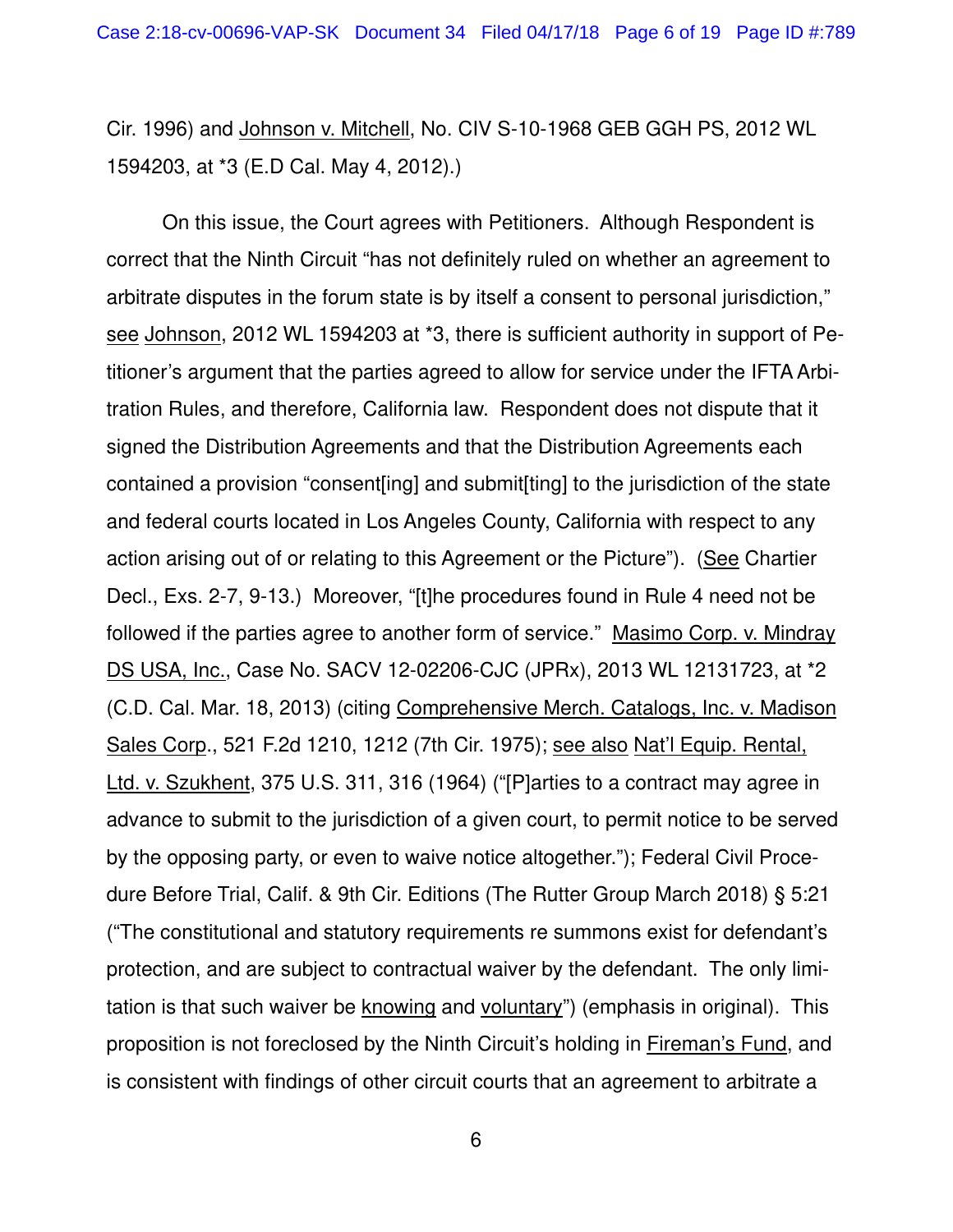Cir. 1996) and Johnson v. Mitchell, No. CIV S-10-1968 GEB GGH PS, 2012 WL 1594203, at *3 (E.D Cal. May 4, 2012).)

On this issue, the Court agrees with Petitioners. Although Respondent is correct that the Ninth Circuit "has not definitely ruled on whether an agreement to arbitrate disputes in the forum state is by itself a consent to personal jurisdiction," see Johnson, 2012 WL 1594203 at *3, there is sufficient authority in support of Petitioner's argument that the parties agreed to allow for service under the IFTA Arbitration Rules, and therefore, California law. Respondent does not dispute that it signed the Distribution Agreements and that the Distribution Agreements each contained a provision "consent[ing] and submit[ting] to the jurisdiction of the state and federal courts located in Los Angeles County, California with respect to any action arising out of or relating to this Agreement or the Picture"). (See Chartier Decl., Exs. 2-7, 9-13.) Moreover, "[t]he procedures found in Rule 4 need not be followed if the parties agree to another form of service." Masimo Corp. v. Mindray DS USA, Inc., Case No. SACV 12-02206-CJC (JPRx), 2013 WL 12131723, at *2 (C.D. Cal. Mar. 18, 2013) (citing Comprehensive Merch. Catalogs, Inc. v. Madison Sales Corp., 521 F.2d 1210, 1212 (7th Cir. 1975); see also Nat'l Equip. Rental, Ltd. v. Szukhent, 375 U.S. 311, 316 (1964) ("[P]arties to a contract may agree in advance to submit to the jurisdiction of a given court, to permit notice to be served by the opposing party, or even to waive notice altogether."); Federal Civil Procedure Before Trial, Calif. & 9th Cir. Editions (The Rutter Group March 2018) § 5:21 ("The constitutional and statutory requirements re summons exist for defendant's protection, and are subject to contractual waiver by the defendant. The only limitation is that such waiver be knowing and voluntary") (emphasis in original). This proposition is not foreclosed by the Ninth Circuit's holding in Fireman's Fund, and is consistent with findings of other circuit courts that an agreement to arbitrate a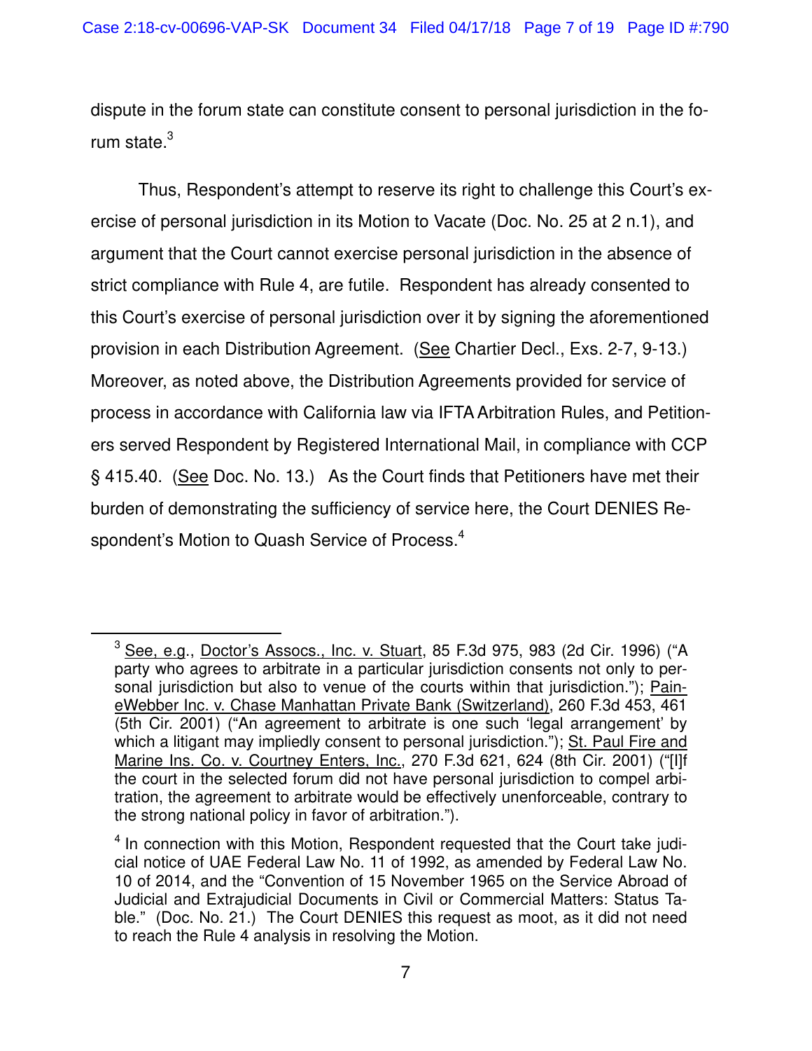dispute in the forum state can constitute consent to personal jurisdiction in the forum state.[3]

Thus, Respondent's attempt to reserve its right to challenge this Court's exercise of personal jurisdiction in its Motion to Vacate (Doc. No. 25 at 2 n.1), and argument that the Court cannot exercise personal jurisdiction in the absence of strict compliance with Rule 4, are futile. Respondent has already consented to this Court's exercise of personal jurisdiction over it by signing the aforementioned provision in each Distribution Agreement. (See Chartier Decl., Exs. 2-7, 9-13.) Moreover, as noted above, the Distribution Agreements provided for service of process in accordance with California law via IFTA Arbitration Rules, and Petitioners served Respondent by Registered International Mail, in compliance with CCP § 415.40. (See Doc. No. 13.) As the Court finds that Petitioners have met their burden of demonstrating the sufficiency of service here, the Court DENIES Respondent's Motion to Quash Service of Process.[4]

---

[3] See, e.g., Doctor's Assocs., Inc. v. Stuart, 85 F.3d 975, 983 (2d Cir. 1996) ("A party who agrees to arbitrate in a particular jurisdiction consents not only to personal jurisdiction but also to venue of the courts within that jurisdiction."); PaineWebber Inc. v. Chase Manhattan Private Bank (Switzerland), 260 F.3d 453, 461 (5th Cir. 2001) ("An agreement to arbitrate is one such 'legal arrangement' by which a litigant may impliedly consent to personal jurisdiction."); St. Paul Fire and Marine Ins. Co. v. Courtney Enters, Inc., 270 F.3d 621, 624 (8th Cir. 2001) ("[I]f the court in the selected forum did not have personal jurisdiction to compel arbitration, the agreement to arbitrate would be effectively unenforceable, contrary to the strong national policy in favor of arbitration.").

[4] In connection with this Motion, Respondent requested that the Court take judicial notice of UAE Federal Law No. 11 of 1992, as amended by Federal Law No. 10 of 2014, and the "Convention of 15 November 1965 on the Service Abroad of Judicial and Extrajudicial Documents in Civil or Commercial Matters: Status Table." (Doc. No. 21.) The Court DENIES this request as moot, as it did not need to reach the Rule 4 analysis in resolving the Motion.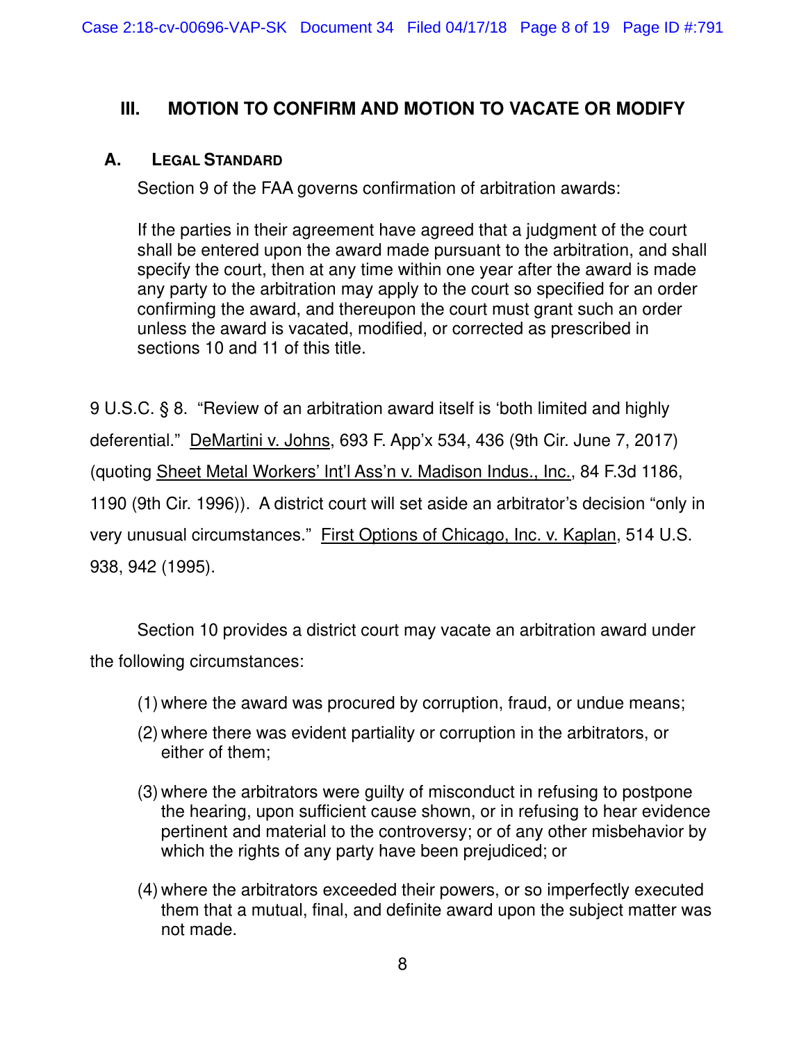## III. MOTION TO CONFIRM AND MOTION TO VACATE OR MODIFY

### A. LEGAL STANDARD

Section 9 of the FAA governs confirmation of arbitration awards:

> If the parties in their agreement have agreed that a judgment of the court shall be entered upon the award made pursuant to the arbitration, and shall specify the court, then at any time within one year after the award is made any party to the arbitration may apply to the court so specified for an order confirming the award, and thereupon the court must grant such an order unless the award is vacated, modified, or corrected as prescribed in sections 10 and 11 of this title.

9 U.S.C. § 8. "Review of an arbitration award itself is 'both limited and highly deferential.'" DeMartini v. Johns, 693 F. App'x 534, 436 (9th Cir. June 7, 2017) (quoting Sheet Metal Workers' Int'l Ass'n v. Madison Indus., Inc., 84 F.3d 1186, 1190 (9th Cir. 1996)). A district court will set aside an arbitrator's decision "only in very unusual circumstances." First Options of Chicago, Inc. v. Kaplan, 514 U.S. 938, 942 (1995).

Section 10 provides a district court may vacate an arbitration award under the following circumstances:

> (1) where the award was procured by corruption, fraud, or undue means;
>
> (2) where there was evident partiality or corruption in the arbitrators, or either of them;
>
> (3) where the arbitrators were guilty of misconduct in refusing to postpone the hearing, upon sufficient cause shown, or in refusing to hear evidence pertinent and material to the controversy; or of any other misbehavior by which the rights of any party have been prejudiced; or
>
> (4) where the arbitrators exceeded their powers, or so imperfectly executed them that a mutual, final, and definite award upon the subject matter was not made.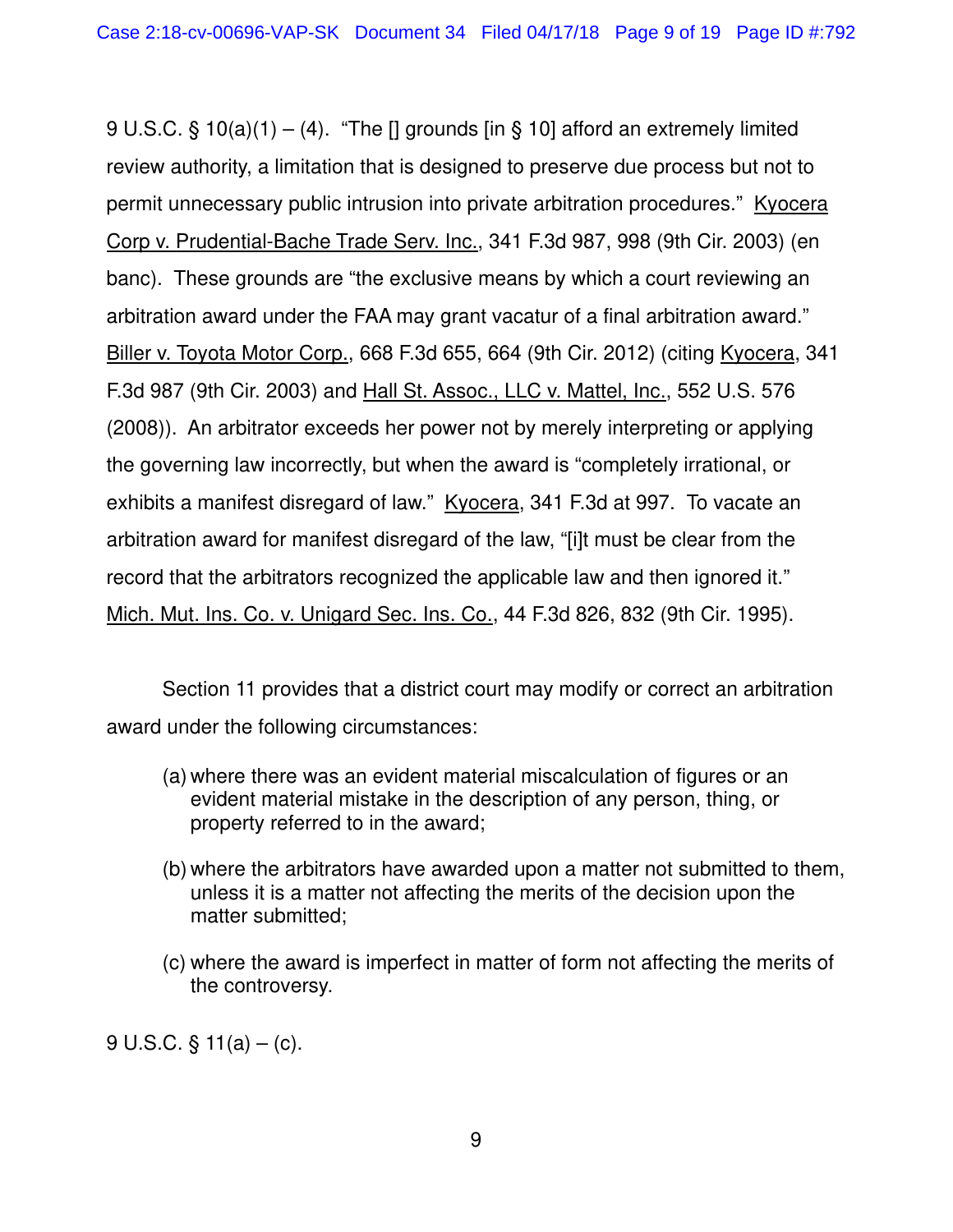9 U.S.C. § 10(a)(1) – (4). "The [] grounds [in § 10] afford an extremely limited review authority, a limitation that is designed to preserve due process but not to permit unnecessary public intrusion into private arbitration procedures." Kyocera Corp v. Prudential-Bache Trade Serv. Inc., 341 F.3d 987, 998 (9th Cir. 2003) (en banc). These grounds are "the exclusive means by which a court reviewing an arbitration award under the FAA may grant vacatur of a final arbitration award." Biller v. Toyota Motor Corp., 668 F.3d 655, 664 (9th Cir. 2012) (citing Kyocera, 341 F.3d 987 (9th Cir. 2003) and Hall St. Assoc., LLC v. Mattel, Inc., 552 U.S. 576 (2008)). An arbitrator exceeds her power not by merely interpreting or applying the governing law incorrectly, but when the award is "completely irrational, or exhibits a manifest disregard of law." Kyocera, 341 F.3d at 997. To vacate an arbitration award for manifest disregard of the law, "[i]t must be clear from the record that the arbitrators recognized the applicable law and then ignored it." Mich. Mut. Ins. Co. v. Unigard Sec. Ins. Co., 44 F.3d 826, 832 (9th Cir. 1995).

Section 11 provides that a district court may modify or correct an arbitration award under the following circumstances:

> (a) where there was an evident material miscalculation of figures or an evident material mistake in the description of any person, thing, or property referred to in the award;
>
> (b) where the arbitrators have awarded upon a matter not submitted to them, unless it is a matter not affecting the merits of the decision upon the matter submitted;
>
> (c) where the award is imperfect in matter of form not affecting the merits of the controversy.

9 U.S.C. § 11(a) – (c).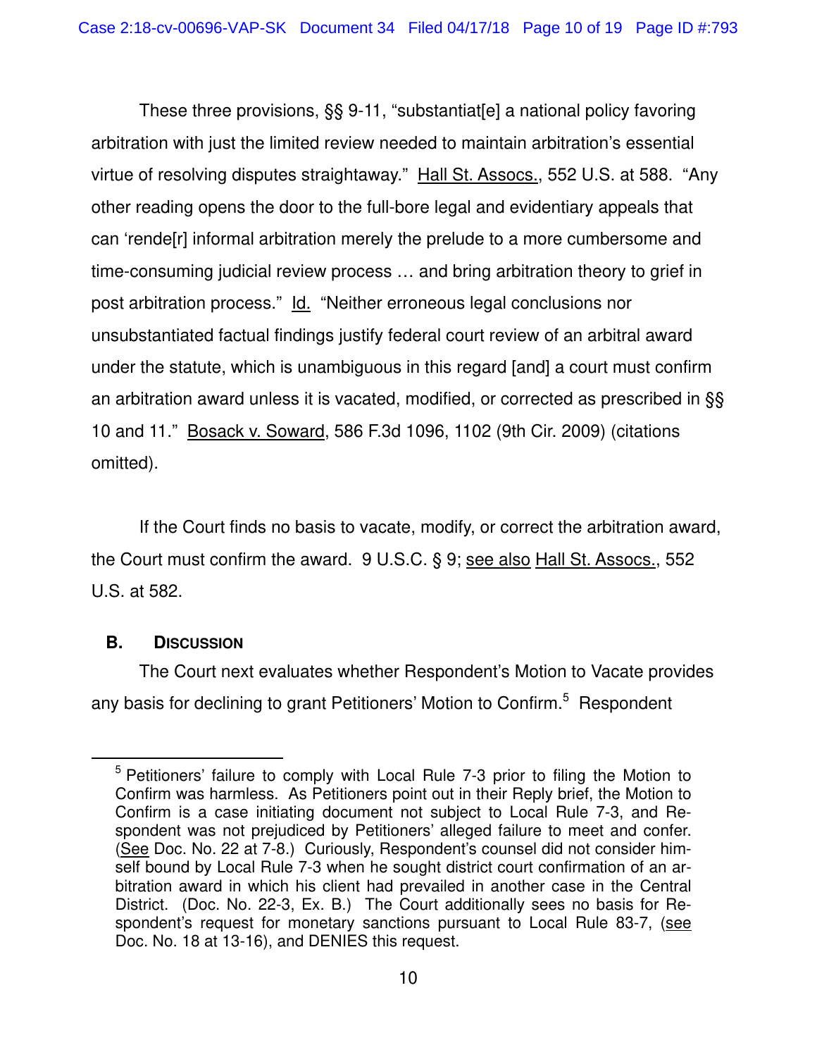These three provisions, §§ 9-11, "substantiat[e] a national policy favoring arbitration with just the limited review needed to maintain arbitration's essential virtue of resolving disputes straightaway." Hall St. Assocs., 552 U.S. at 588. "Any other reading opens the door to the full-bore legal and evidentiary appeals that can 'rende[r] informal arbitration merely the prelude to a more cumbersome and time-consuming judicial review process … and bring arbitration theory to grief in post arbitration process." Id. "Neither erroneous legal conclusions nor unsubstantiated factual findings justify federal court review of an arbitral award under the statute, which is unambiguous in this regard [and] a court must confirm an arbitration award unless it is vacated, modified, or corrected as prescribed in §§ 10 and 11." Bosack v. Soward, 586 F.3d 1096, 1102 (9th Cir. 2009) (citations omitted).

If the Court finds no basis to vacate, modify, or correct the arbitration award, the Court must confirm the award. 9 U.S.C. § 9; see also Hall St. Assocs., 552 U.S. at 582.

## B. Discussion

The Court next evaluates whether Respondent's Motion to Vacate provides any basis for declining to grant Petitioners' Motion to Confirm.[5] Respondent

[5] Petitioners' failure to comply with Local Rule 7-3 prior to filing the Motion to Confirm was harmless. As Petitioners point out in their Reply brief, the Motion to Confirm is a case initiating document not subject to Local Rule 7-3, and Respondent was not prejudiced by Petitioners' alleged failure to meet and confer. (See Doc. No. 22 at 7-8.) Curiously, Respondent's counsel did not consider himself bound by Local Rule 7-3 when he sought district court confirmation of an arbitration award in which his client had prevailed in another case in the Central District. (Doc. No. 22-3, Ex. B.) The Court additionally sees no basis for Respondent's request for monetary sanctions pursuant to Local Rule 83-7, (see Doc. No. 18 at 13-16), and DENIES this request.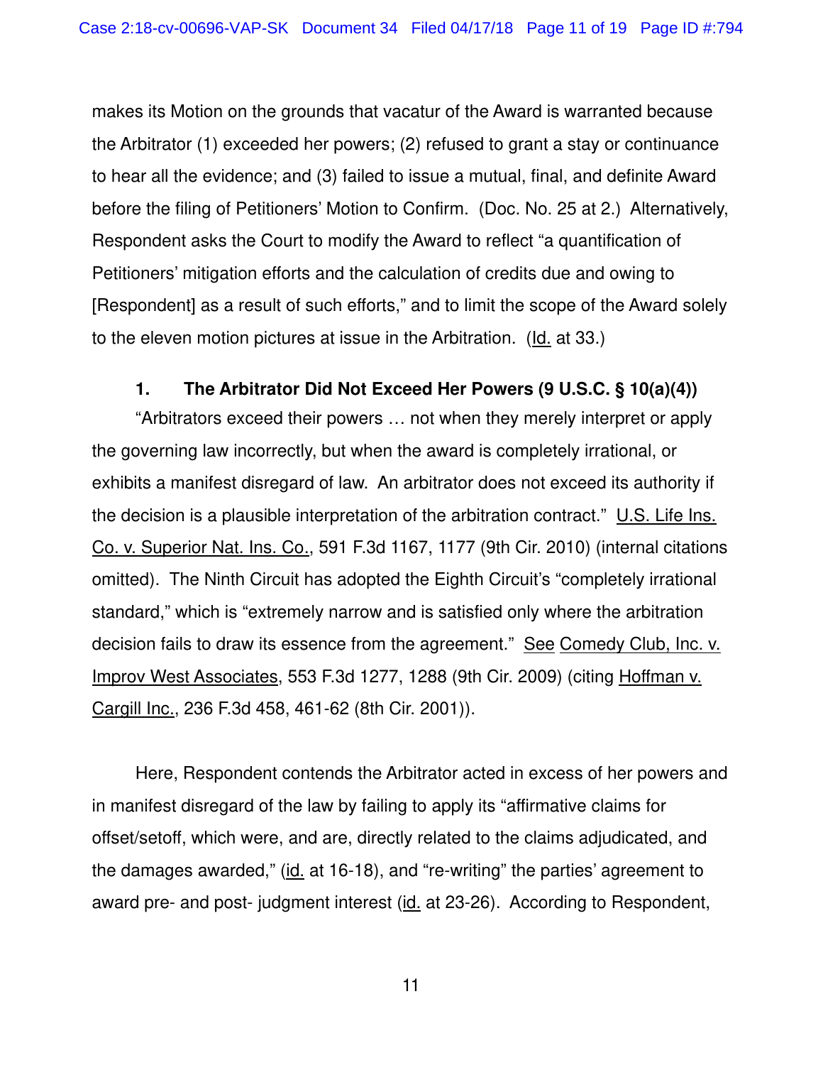makes its Motion on the grounds that vacatur of the Award is warranted because the Arbitrator (1) exceeded her powers; (2) refused to grant a stay or continuance to hear all the evidence; and (3) failed to issue a mutual, final, and definite Award before the filing of Petitioners' Motion to Confirm. (Doc. No. 25 at 2.) Alternatively, Respondent asks the Court to modify the Award to reflect "a quantification of Petitioners' mitigation efforts and the calculation of credits due and owing to [Respondent] as a result of such efforts," and to limit the scope of the Award solely to the eleven motion pictures at issue in the Arbitration. (Id. at 33.)

### 1. The Arbitrator Did Not Exceed Her Powers (9 U.S.C. § 10(a)(4))

"Arbitrators exceed their powers … not when they merely interpret or apply the governing law incorrectly, but when the award is completely irrational, or exhibits a manifest disregard of law. An arbitrator does not exceed its authority if the decision is a plausible interpretation of the arbitration contract." U.S. Life Ins. Co. v. Superior Nat. Ins. Co., 591 F.3d 1167, 1177 (9th Cir. 2010) (internal citations omitted). The Ninth Circuit has adopted the Eighth Circuit's "completely irrational standard," which is "extremely narrow and is satisfied only where the arbitration decision fails to draw its essence from the agreement." See Comedy Club, Inc. v. Improv West Associates, 553 F.3d 1277, 1288 (9th Cir. 2009) (citing Hoffman v. Cargill Inc., 236 F.3d 458, 461-62 (8th Cir. 2001)).

Here, Respondent contends the Arbitrator acted in excess of her powers and in manifest disregard of the law by failing to apply its "affirmative claims for offset/setoff, which were, and are, directly related to the claims adjudicated, and the damages awarded," (id. at 16-18), and "re-writing" the parties' agreement to award pre- and post- judgment interest (id. at 23-26). According to Respondent,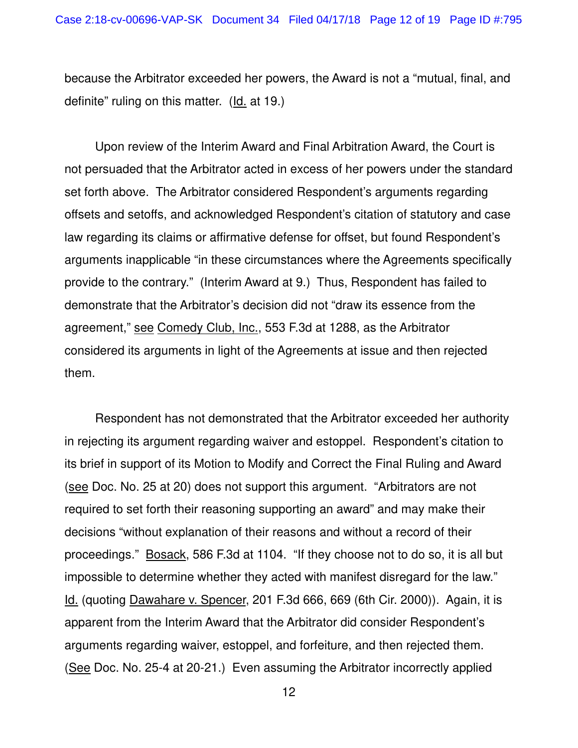because the Arbitrator exceeded her powers, the Award is not a "mutual, final, and definite" ruling on this matter. (Id. at 19.)

Upon review of the Interim Award and Final Arbitration Award, the Court is not persuaded that the Arbitrator acted in excess of her powers under the standard set forth above. The Arbitrator considered Respondent's arguments regarding offsets and setoffs, and acknowledged Respondent's citation of statutory and case law regarding its claims or affirmative defense for offset, but found Respondent's arguments inapplicable "in these circumstances where the Agreements specifically provide to the contrary." (Interim Award at 9.) Thus, Respondent has failed to demonstrate that the Arbitrator's decision did not "draw its essence from the agreement," see Comedy Club, Inc., 553 F.3d at 1288, as the Arbitrator considered its arguments in light of the Agreements at issue and then rejected them.

Respondent has not demonstrated that the Arbitrator exceeded her authority in rejecting its argument regarding waiver and estoppel. Respondent's citation to its brief in support of its Motion to Modify and Correct the Final Ruling and Award (see Doc. No. 25 at 20) does not support this argument. "Arbitrators are not required to set forth their reasoning supporting an award" and may make their decisions "without explanation of their reasons and without a record of their proceedings." Bosack, 586 F.3d at 1104. "If they choose not to do so, it is all but impossible to determine whether they acted with manifest disregard for the law." Id. (quoting Dawahare v. Spencer, 201 F.3d 666, 669 (6th Cir. 2000)). Again, it is apparent from the Interim Award that the Arbitrator did consider Respondent's arguments regarding waiver, estoppel, and forfeiture, and then rejected them. (See Doc. No. 25-4 at 20-21.) Even assuming the Arbitrator incorrectly applied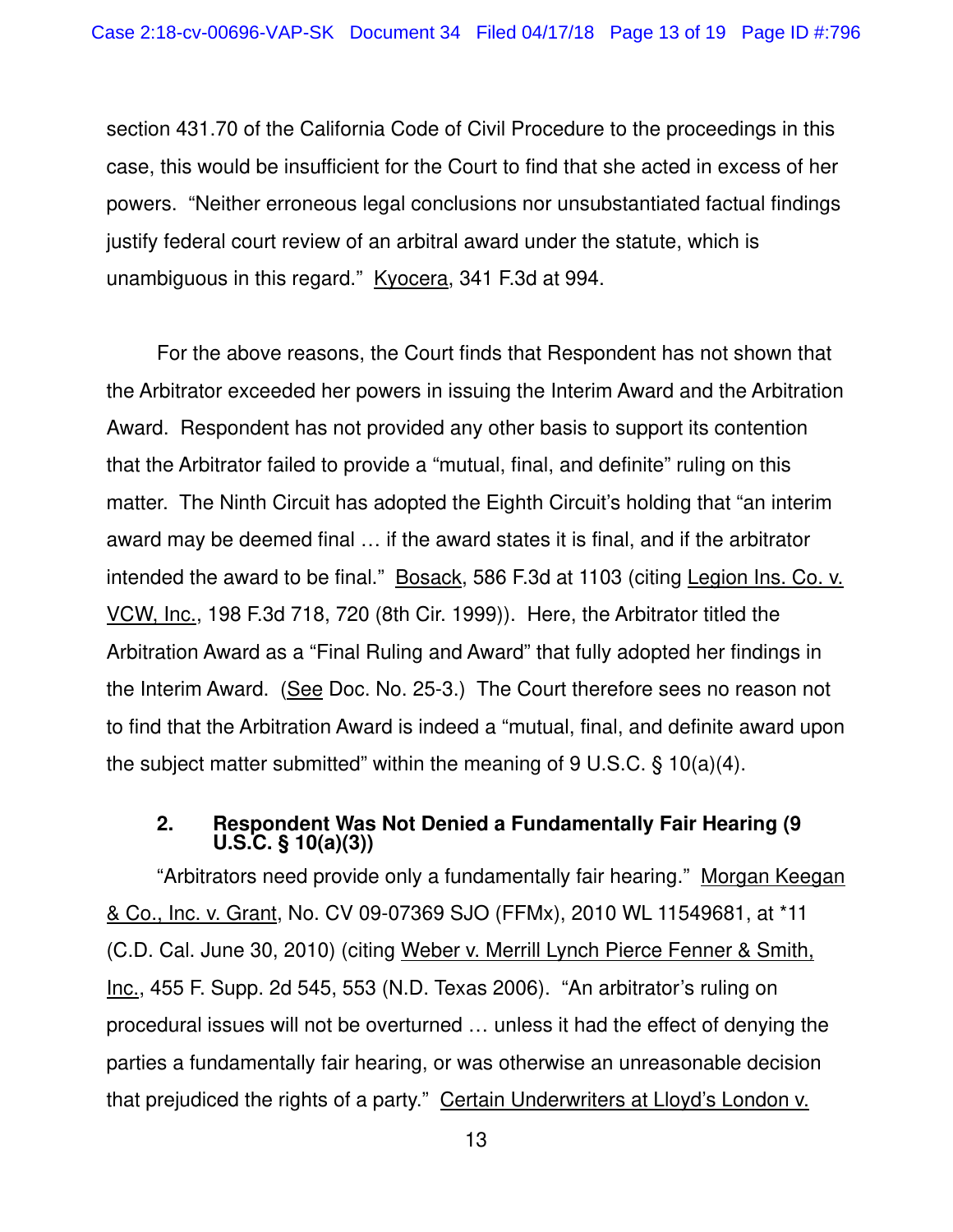section 431.70 of the California Code of Civil Procedure to the proceedings in this case, this would be insufficient for the Court to find that she acted in excess of her powers. "Neither erroneous legal conclusions nor unsubstantiated factual findings justify federal court review of an arbitral award under the statute, which is unambiguous in this regard." Kyocera, 341 F.3d at 994.

For the above reasons, the Court finds that Respondent has not shown that the Arbitrator exceeded her powers in issuing the Interim Award and the Arbitration Award. Respondent has not provided any other basis to support its contention that the Arbitrator failed to provide a "mutual, final, and definite" ruling on this matter. The Ninth Circuit has adopted the Eighth Circuit's holding that "an interim award may be deemed final … if the award states it is final, and if the arbitrator intended the award to be final." Bosack, 586 F.3d at 1103 (citing Legion Ins. Co. v. VCW, Inc., 198 F.3d 718, 720 (8th Cir. 1999)). Here, the Arbitrator titled the Arbitration Award as a "Final Ruling and Award" that fully adopted her findings in the Interim Award. (See Doc. No. 25-3.) The Court therefore sees no reason not to find that the Arbitration Award is indeed a "mutual, final, and definite award upon the subject matter submitted" within the meaning of 9 U.S.C. § 10(a)(4).

**2. Respondent Was Not Denied a Fundamentally Fair Hearing (9 U.S.C. § 10(a)(3))**

"Arbitrators need provide only a fundamentally fair hearing." Morgan Keegan & Co., Inc. v. Grant, No. CV 09-07369 SJO (FFMx), 2010 WL 11549681, at *11 (C.D. Cal. June 30, 2010) (citing Weber v. Merrill Lynch Pierce Fenner & Smith, Inc., 455 F. Supp. 2d 545, 553 (N.D. Texas 2006). "An arbitrator's ruling on procedural issues will not be overturned … unless it had the effect of denying the parties a fundamentally fair hearing, or was otherwise an unreasonable decision that prejudiced the rights of a party." Certain Underwriters at Lloyd's London v.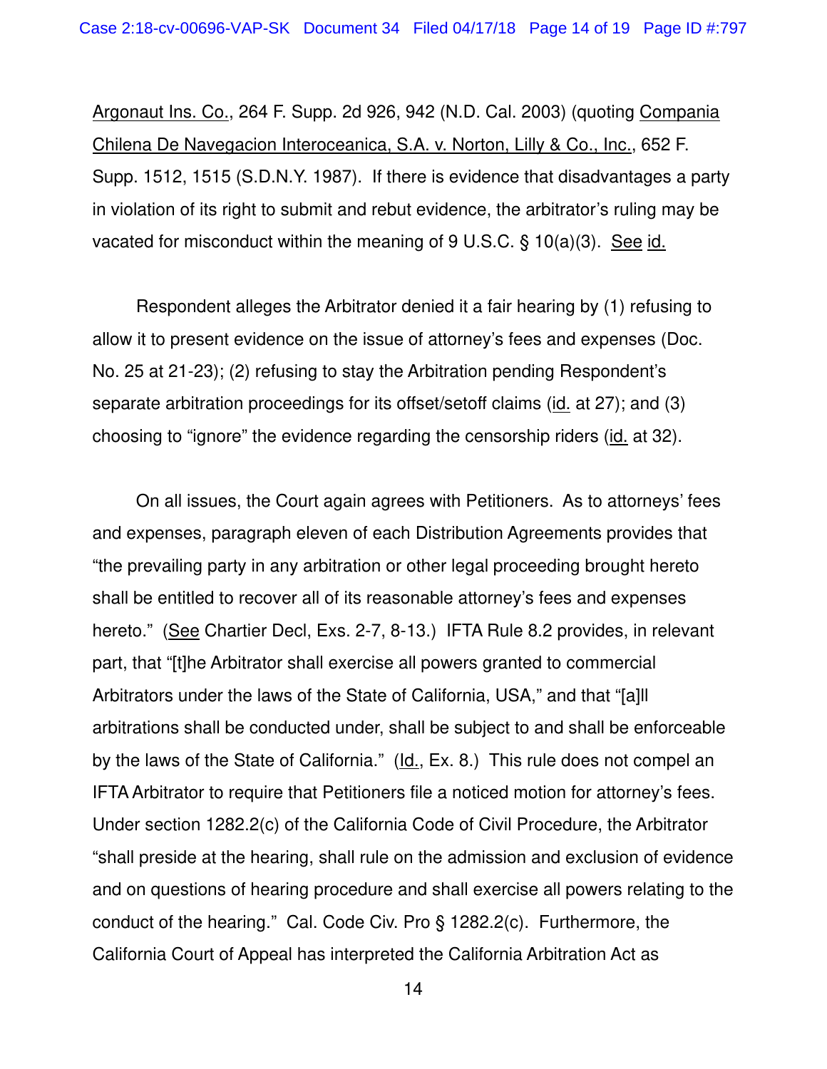Argonaut Ins. Co., 264 F. Supp. 2d 926, 942 (N.D. Cal. 2003) (quoting Compania Chilena De Navegacion Interoceanica, S.A. v. Norton, Lilly & Co., Inc., 652 F. Supp. 1512, 1515 (S.D.N.Y. 1987). If there is evidence that disadvantages a party in violation of its right to submit and rebut evidence, the arbitrator's ruling may be vacated for misconduct within the meaning of 9 U.S.C. § 10(a)(3). See id.

Respondent alleges the Arbitrator denied it a fair hearing by (1) refusing to allow it to present evidence on the issue of attorney's fees and expenses (Doc. No. 25 at 21-23); (2) refusing to stay the Arbitration pending Respondent's separate arbitration proceedings for its offset/setoff claims (id. at 27); and (3) choosing to "ignore" the evidence regarding the censorship riders (id. at 32).

On all issues, the Court again agrees with Petitioners. As to attorneys' fees and expenses, paragraph eleven of each Distribution Agreements provides that "the prevailing party in any arbitration or other legal proceeding brought hereto shall be entitled to recover all of its reasonable attorney's fees and expenses hereto." (See Chartier Decl, Exs. 2-7, 8-13.) IFTA Rule 8.2 provides, in relevant part, that "[t]he Arbitrator shall exercise all powers granted to commercial Arbitrators under the laws of the State of California, USA," and that "[a]ll arbitrations shall be conducted under, shall be subject to and shall be enforceable by the laws of the State of California." (Id., Ex. 8.) This rule does not compel an IFTA Arbitrator to require that Petitioners file a noticed motion for attorney's fees. Under section 1282.2(c) of the California Code of Civil Procedure, the Arbitrator "shall preside at the hearing, shall rule on the admission and exclusion of evidence and on questions of hearing procedure and shall exercise all powers relating to the conduct of the hearing." Cal. Code Civ. Pro § 1282.2(c). Furthermore, the California Court of Appeal has interpreted the California Arbitration Act as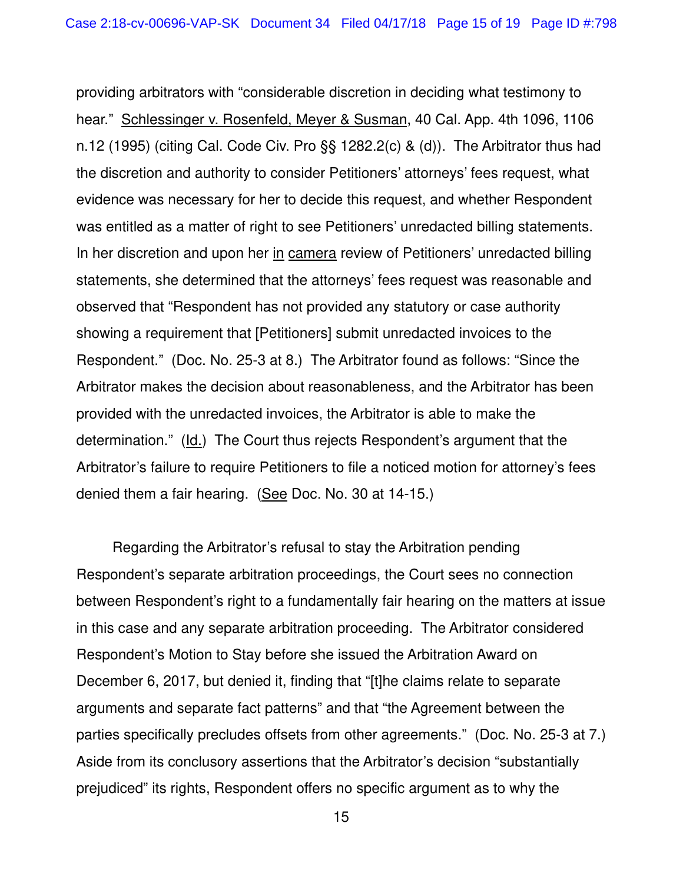providing arbitrators with "considerable discretion in deciding what testimony to hear." Schlessinger v. Rosenfeld, Meyer & Susman, 40 Cal. App. 4th 1096, 1106 n.12 (1995) (citing Cal. Code Civ. Pro §§ 1282.2(c) & (d)). The Arbitrator thus had the discretion and authority to consider Petitioners' attorneys' fees request, what evidence was necessary for her to decide this request, and whether Respondent was entitled as a matter of right to see Petitioners' unredacted billing statements. In her discretion and upon her in camera review of Petitioners' unredacted billing statements, she determined that the attorneys' fees request was reasonable and observed that "Respondent has not provided any statutory or case authority showing a requirement that [Petitioners] submit unredacted invoices to the Respondent." (Doc. No. 25-3 at 8.) The Arbitrator found as follows: "Since the Arbitrator makes the decision about reasonableness, and the Arbitrator has been provided with the unredacted invoices, the Arbitrator is able to make the determination." (Id.) The Court thus rejects Respondent's argument that the Arbitrator's failure to require Petitioners to file a noticed motion for attorney's fees denied them a fair hearing. (See Doc. No. 30 at 14-15.)

Regarding the Arbitrator's refusal to stay the Arbitration pending Respondent's separate arbitration proceedings, the Court sees no connection between Respondent's right to a fundamentally fair hearing on the matters at issue in this case and any separate arbitration proceeding. The Arbitrator considered Respondent's Motion to Stay before she issued the Arbitration Award on December 6, 2017, but denied it, finding that "[t]he claims relate to separate arguments and separate fact patterns" and that "the Agreement between the parties specifically precludes offsets from other agreements." (Doc. No. 25-3 at 7.) Aside from its conclusory assertions that the Arbitrator's decision "substantially prejudiced" its rights, Respondent offers no specific argument as to why the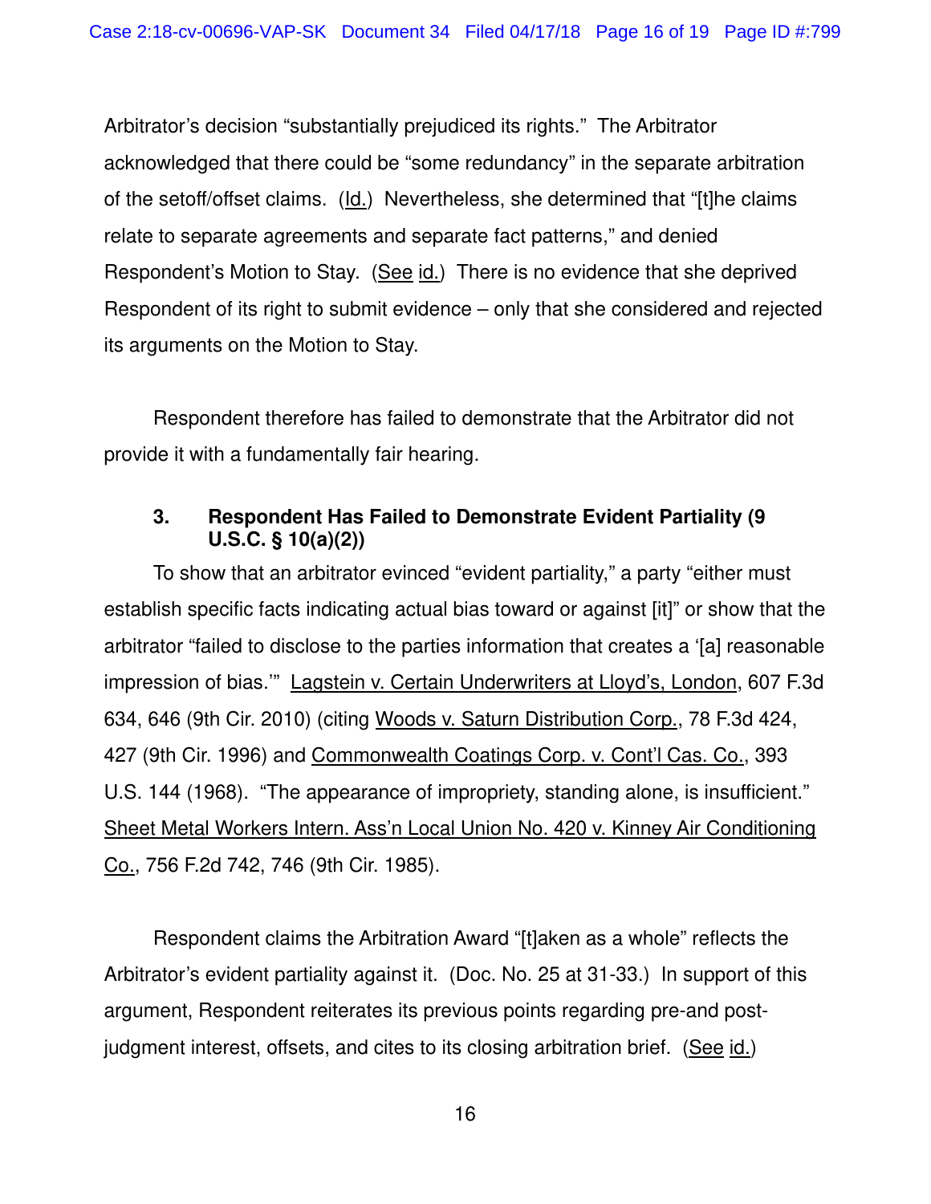Arbitrator's decision "substantially prejudiced its rights." The Arbitrator acknowledged that there could be "some redundancy" in the separate arbitration of the setoff/offset claims. (Id.) Nevertheless, she determined that "[t]he claims relate to separate agreements and separate fact patterns," and denied Respondent's Motion to Stay. (See id.) There is no evidence that she deprived Respondent of its right to submit evidence – only that she considered and rejected its arguments on the Motion to Stay.

Respondent therefore has failed to demonstrate that the Arbitrator did not provide it with a fundamentally fair hearing.

### 3. Respondent Has Failed to Demonstrate Evident Partiality (9 U.S.C. § 10(a)(2))

To show that an arbitrator evinced "evident partiality," a party "either must establish specific facts indicating actual bias toward or against [it]" or show that the arbitrator "failed to disclose to the parties information that creates a '[a] reasonable impression of bias.'" Lagstein v. Certain Underwriters at Lloyd's, London, 607 F.3d 634, 646 (9th Cir. 2010) (citing Woods v. Saturn Distribution Corp., 78 F.3d 424, 427 (9th Cir. 1996) and Commonwealth Coatings Corp. v. Cont'l Cas. Co., 393 U.S. 144 (1968). "The appearance of impropriety, standing alone, is insufficient." Sheet Metal Workers Intern. Ass'n Local Union No. 420 v. Kinney Air Conditioning Co., 756 F.2d 742, 746 (9th Cir. 1985).

Respondent claims the Arbitration Award "[t]aken as a whole" reflects the Arbitrator's evident partiality against it. (Doc. No. 25 at 31-33.) In support of this argument, Respondent reiterates its previous points regarding pre-and post-judgment interest, offsets, and cites to its closing arbitration brief. (See id.)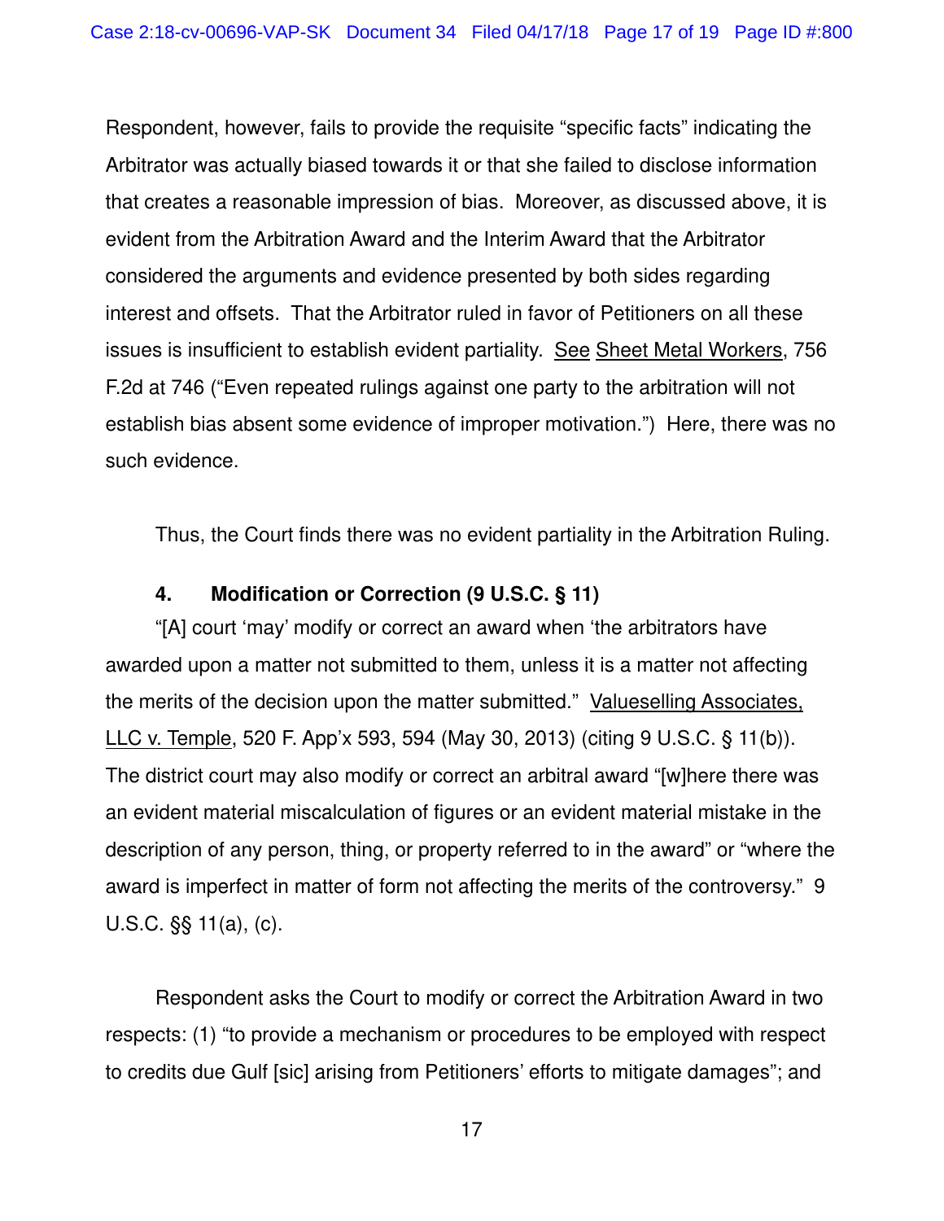Respondent, however, fails to provide the requisite "specific facts" indicating the Arbitrator was actually biased towards it or that she failed to disclose information that creates a reasonable impression of bias. Moreover, as discussed above, it is evident from the Arbitration Award and the Interim Award that the Arbitrator considered the arguments and evidence presented by both sides regarding interest and offsets. That the Arbitrator ruled in favor of Petitioners on all these issues is insufficient to establish evident partiality. See Sheet Metal Workers, 756 F.2d at 746 ("Even repeated rulings against one party to the arbitration will not establish bias absent some evidence of improper motivation.") Here, there was no such evidence.

Thus, the Court finds there was no evident partiality in the Arbitration Ruling.

#### 4. Modification or Correction (9 U.S.C. § 11)

"[A] court 'may' modify or correct an award when 'the arbitrators have awarded upon a matter not submitted to them, unless it is a matter not affecting the merits of the decision upon the matter submitted." Valueselling Associates, LLC v. Temple, 520 F. App'x 593, 594 (May 30, 2013) (citing 9 U.S.C. § 11(b)). The district court may also modify or correct an arbitral award "[w]here there was an evident material miscalculation of figures or an evident material mistake in the description of any person, thing, or property referred to in the award" or "where the award is imperfect in matter of form not affecting the merits of the controversy." 9 U.S.C. §§ 11(a), (c).

Respondent asks the Court to modify or correct the Arbitration Award in two respects: (1) "to provide a mechanism or procedures to be employed with respect to credits due Gulf [sic] arising from Petitioners' efforts to mitigate damages"; and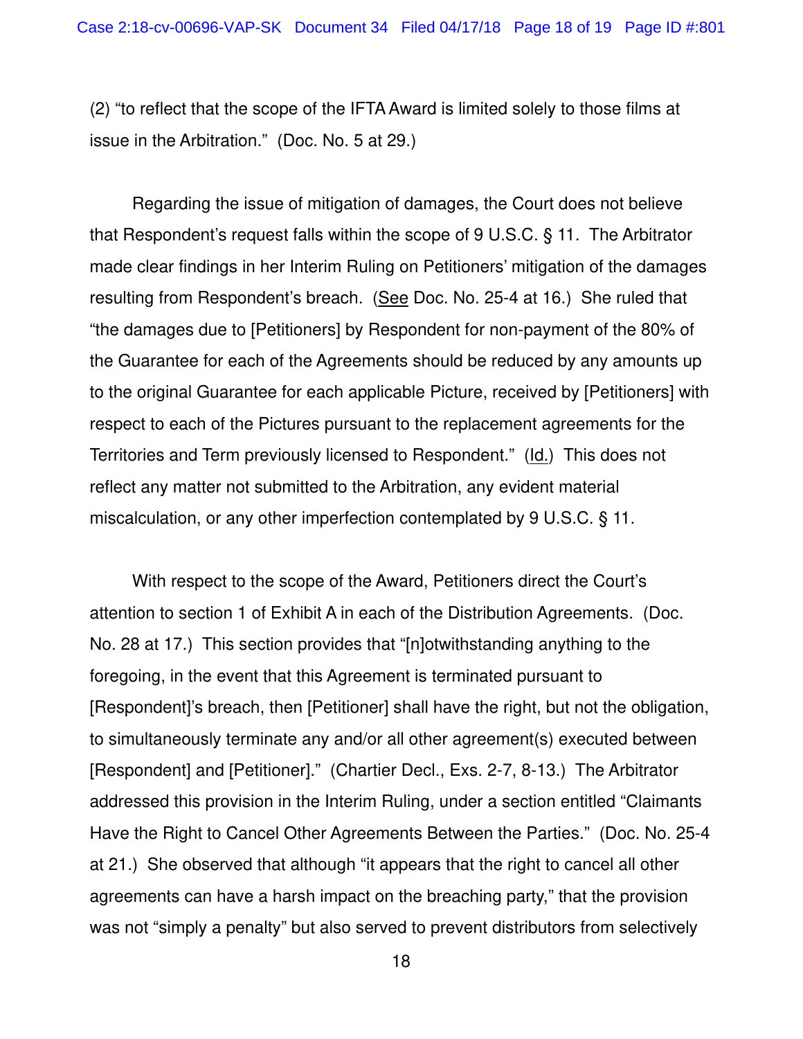(2) "to reflect that the scope of the IFTA Award is limited solely to those films at issue in the Arbitration." (Doc. No. 5 at 29.)

Regarding the issue of mitigation of damages, the Court does not believe that Respondent's request falls within the scope of 9 U.S.C. § 11. The Arbitrator made clear findings in her Interim Ruling on Petitioners' mitigation of the damages resulting from Respondent's breach. (See Doc. No. 25-4 at 16.) She ruled that "the damages due to [Petitioners] by Respondent for non-payment of the 80% of the Guarantee for each of the Agreements should be reduced by any amounts up to the original Guarantee for each applicable Picture, received by [Petitioners] with respect to each of the Pictures pursuant to the replacement agreements for the Territories and Term previously licensed to Respondent." (Id.) This does not reflect any matter not submitted to the Arbitration, any evident material miscalculation, or any other imperfection contemplated by 9 U.S.C. § 11.

With respect to the scope of the Award, Petitioners direct the Court's attention to section 1 of Exhibit A in each of the Distribution Agreements. (Doc. No. 28 at 17.) This section provides that "[n]otwithstanding anything to the foregoing, in the event that this Agreement is terminated pursuant to [Respondent]'s breach, then [Petitioner] shall have the right, but not the obligation, to simultaneously terminate any and/or all other agreement(s) executed between [Respondent] and [Petitioner]." (Chartier Decl., Exs. 2-7, 8-13.) The Arbitrator addressed this provision in the Interim Ruling, under a section entitled "Claimants Have the Right to Cancel Other Agreements Between the Parties." (Doc. No. 25-4 at 21.) She observed that although "it appears that the right to cancel all other agreements can have a harsh impact on the breaching party," that the provision was not "simply a penalty" but also served to prevent distributors from selectively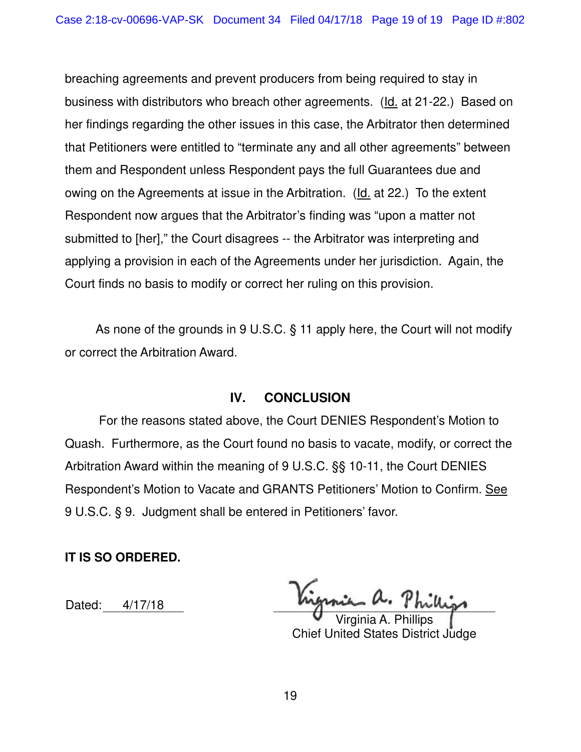breaching agreements and prevent producers from being required to stay in business with distributors who breach other agreements. (Id. at 21-22.) Based on her findings regarding the other issues in this case, the Arbitrator then determined that Petitioners were entitled to "terminate any and all other agreements" between them and Respondent unless Respondent pays the full Guarantees due and owing on the Agreements at issue in the Arbitration. (Id. at 22.) To the extent Respondent now argues that the Arbitrator's finding was "upon a matter not submitted to [her]," the Court disagrees -- the Arbitrator was interpreting and applying a provision in each of the Agreements under her jurisdiction. Again, the Court finds no basis to modify or correct her ruling on this provision.

As none of the grounds in 9 U.S.C. § 11 apply here, the Court will not modify or correct the Arbitration Award.

## IV. CONCLUSION

For the reasons stated above, the Court DENIES Respondent's Motion to Quash. Furthermore, as the Court found no basis to vacate, modify, or correct the Arbitration Award within the meaning of 9 U.S.C. §§ 10-11, the Court DENIES Respondent's Motion to Vacate and GRANTS Petitioners' Motion to Confirm. See 9 U.S.C. § 9. Judgment shall be entered in Petitioners' favor.

**IT IS SO ORDERED.**

Dated: 4/17/18

Virginia A. Phillips
Chief United States District Judge